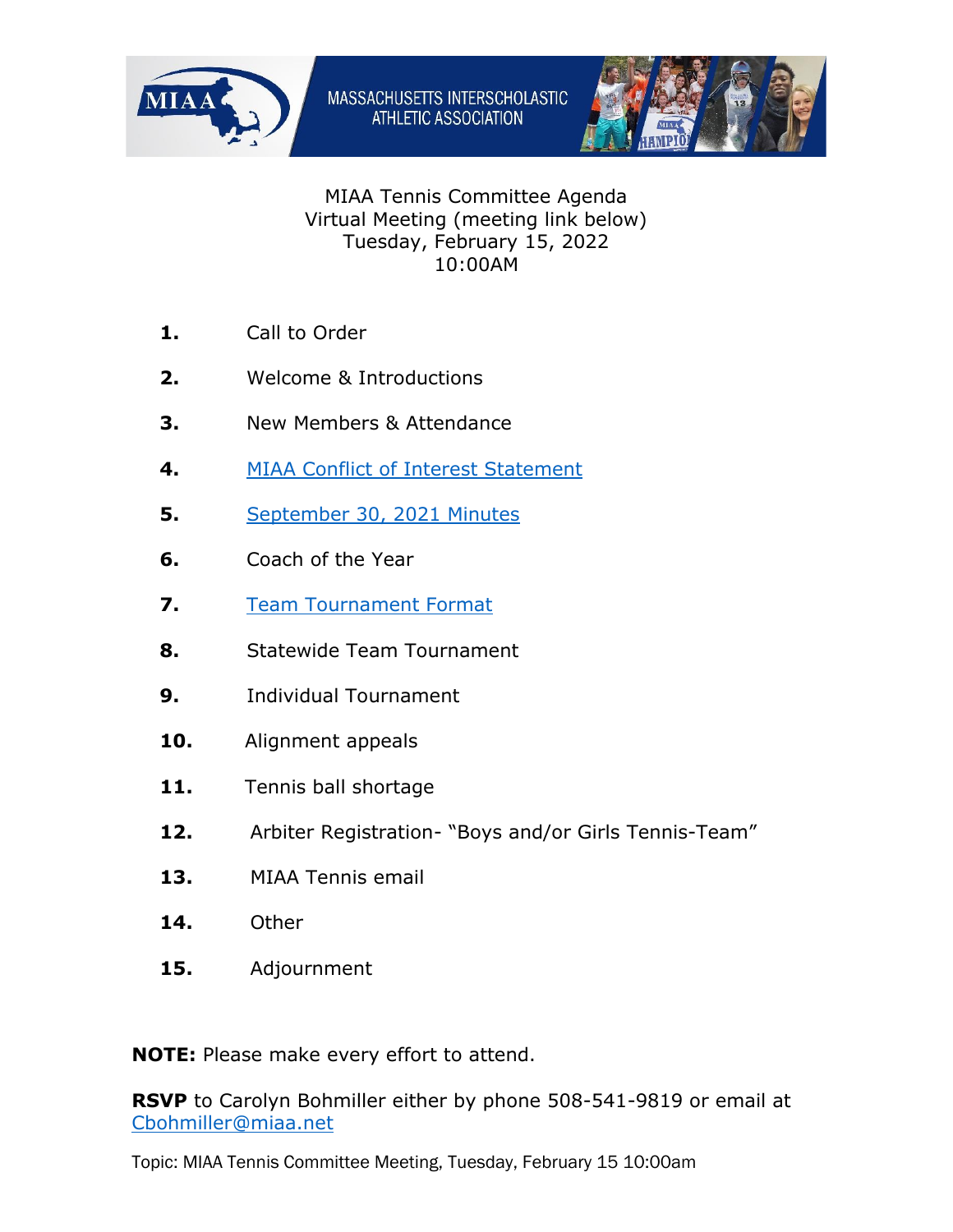MASSACHUSETTS INTERSCHOLASTIC ATHLETIC ASSOCIATION

# MIAA Tennis Committee Agenda

Virtual Meeting (meeting link below)
Tuesday, February 15, 2022
10:00AM

1. Call to Order
2. Welcome & Introductions
3. New Members & Attendance
4. MIAA Conflict of Interest Statement
5. September 30, 2021 Minutes
6. Coach of the Year
7. Team Tournament Format
8. Statewide Team Tournament
9. Individual Tournament
10. Alignment appeals
11. Tennis ball shortage
12. Arbiter Registration- "Boys and/or Girls Tennis-Team"
13. MIAA Tennis email
14. Other
15. Adjournment

**NOTE:** Please make every effort to attend.

**RSVP** to Carolyn Bohmiller either by phone 508-541-9819 or email at Cbohmiller@miaa.net

Topic: MIAA Tennis Committee Meeting, Tuesday, February 15 10:00am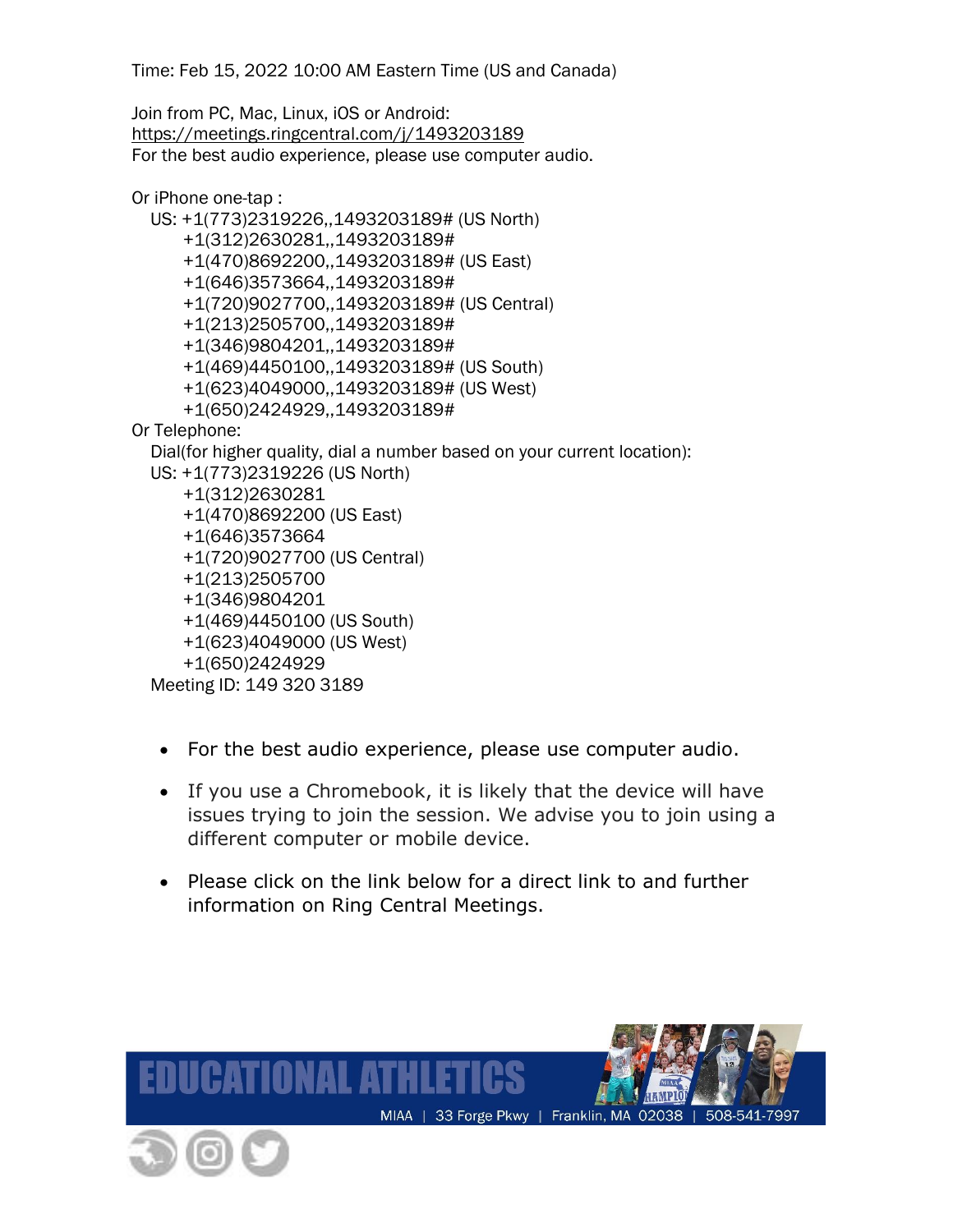Time: Feb 15, 2022 10:00 AM Eastern Time (US and Canada)

Join from PC, Mac, Linux, iOS or Android:
https://meetings.ringcentral.com/j/1493203189
For the best audio experience, please use computer audio.

Or iPhone one-tap :
US: +1(773)2319226,,1493203189# (US North)
+1(312)2630281,,1493203189#
+1(470)8692200,,1493203189# (US East)
+1(646)3573664,,1493203189#
+1(720)9027700,,1493203189# (US Central)
+1(213)2505700,,1493203189#
+1(346)9804201,,1493203189#
+1(469)4450100,,1493203189# (US South)
+1(623)4049000,,1493203189# (US West)
+1(650)2424929,,1493203189#

Or Telephone:
Dial(for higher quality, dial a number based on your current location):
US: +1(773)2319226 (US North)
+1(312)2630281
+1(470)8692200 (US East)
+1(646)3573664
+1(720)9027700 (US Central)
+1(213)2505700
+1(346)9804201
+1(469)4450100 (US South)
+1(623)4049000 (US West)
+1(650)2424929
Meeting ID: 149 320 3189

- For the best audio experience, please use computer audio.
- If you use a Chromebook, it is likely that the device will have issues trying to join the session. We advise you to join using a different computer or mobile device.
- Please click on the link below for a direct link to and further information on Ring Central Meetings.

EDUCATIONAL ATHLETICS

MIAA | 33 Forge Pkwy | Franklin, MA 02038 | 508-541-7997